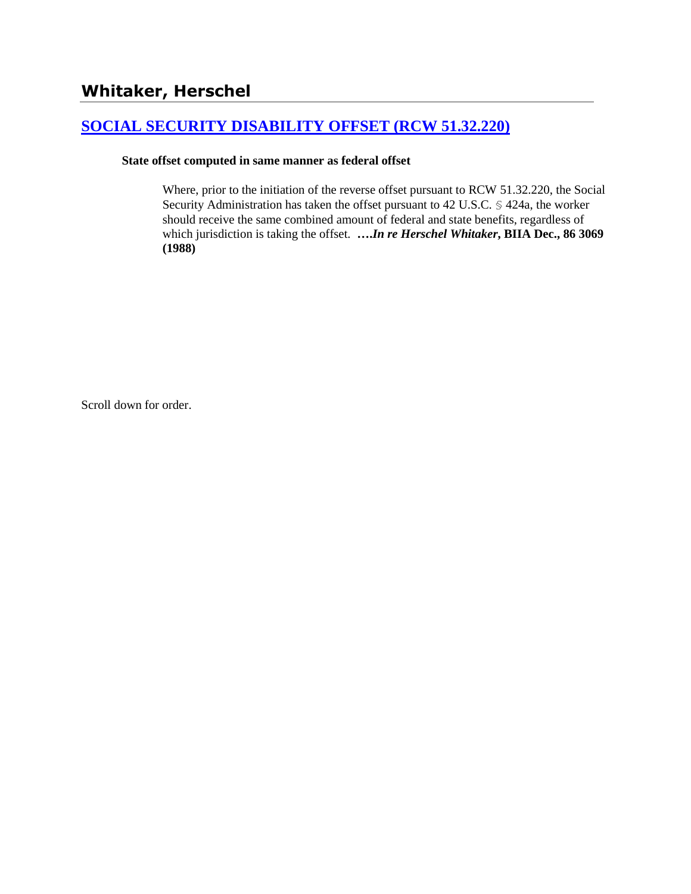# Whitaker, Herschel

## [SOCIAL SECURITY DISABILITY OFFSET (RCW 51.32.220)]

**State offset computed in same manner as federal offset**

> Where, prior to the initiation of the reverse offset pursuant to RCW 51.32.220, the Social Security Administration has taken the offset pursuant to 42 U.S.C. § 424a, the worker should receive the same combined amount of federal and state benefits, regardless of which jurisdiction is taking the offset. **….*In re Herschel Whitaker*, BIIA Dec., 86 3069 (1988)**

Scroll down for order.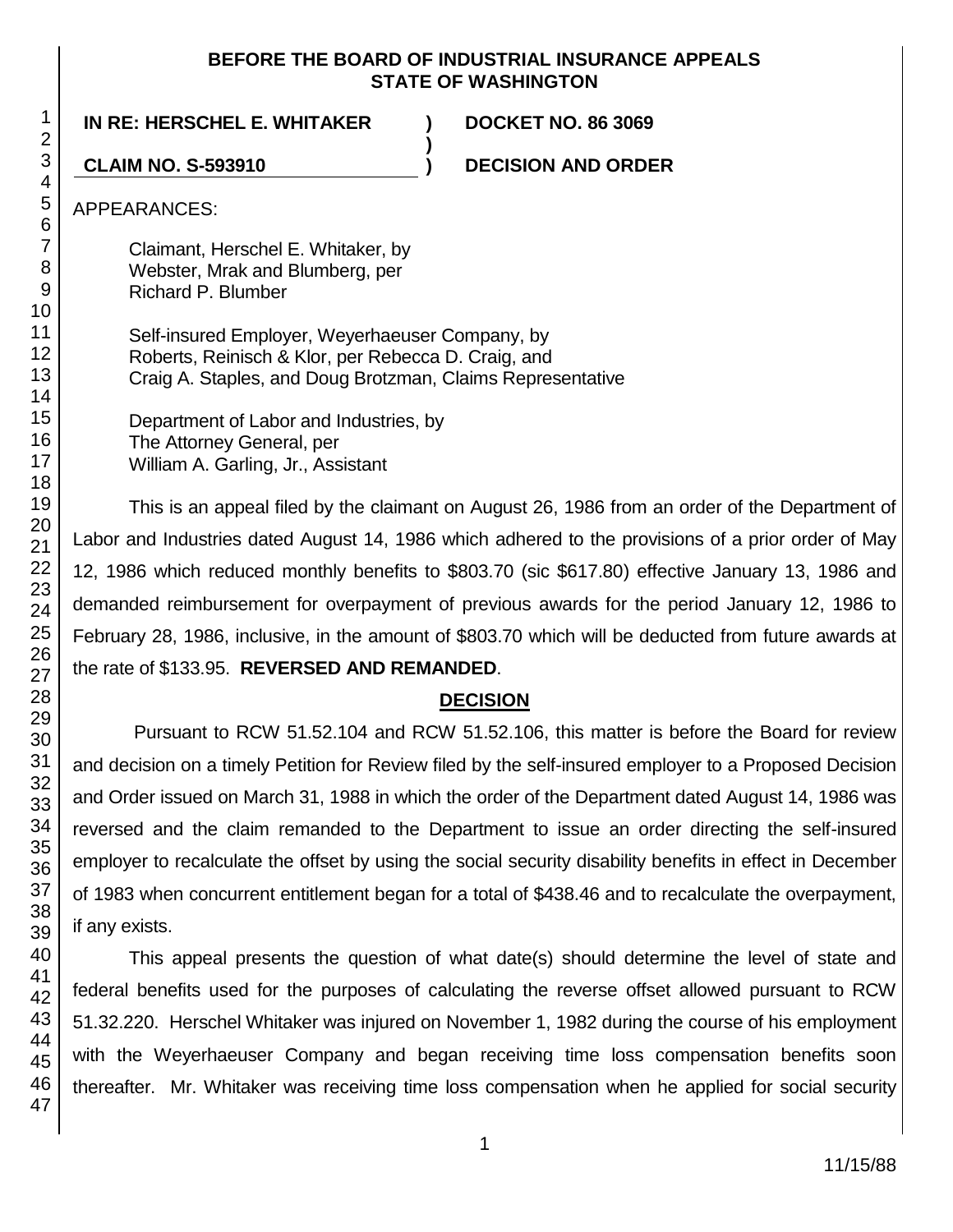**BEFORE THE BOARD OF INDUSTRIAL INSURANCE APPEALS STATE OF WASHINGTON**

**IN RE: HERSCHEL E. WHITAKER** ) **DOCKET NO. 86 3069**
)
**CLAIM NO. S-593910** ) **DECISION AND ORDER**

APPEARANCES:

Claimant, Herschel E. Whitaker, by
Webster, Mrak and Blumberg, per
Richard P. Blumber

Self-insured Employer, Weyerhaeuser Company, by
Roberts, Reinisch & Klor, per Rebecca D. Craig, and
Craig A. Staples, and Doug Brotzman, Claims Representative

Department of Labor and Industries, by
The Attorney General, per
William A. Garling, Jr., Assistant

This is an appeal filed by the claimant on August 26, 1986 from an order of the Department of Labor and Industries dated August 14, 1986 which adhered to the provisions of a prior order of May 12, 1986 which reduced monthly benefits to $803.70 (sic $617.80) effective January 13, 1986 and demanded reimbursement for overpayment of previous awards for the period January 12, 1986 to February 28, 1986, inclusive, in the amount of $803.70 which will be deducted from future awards at the rate of $133.95. **REVERSED AND REMANDED**.

## DECISION

Pursuant to RCW 51.52.104 and RCW 51.52.106, this matter is before the Board for review and decision on a timely Petition for Review filed by the self-insured employer to a Proposed Decision and Order issued on March 31, 1988 in which the order of the Department dated August 14, 1986 was reversed and the claim remanded to the Department to issue an order directing the self-insured employer to recalculate the offset by using the social security disability benefits in effect in December of 1983 when concurrent entitlement began for a total of $438.46 and to recalculate the overpayment, if any exists.

This appeal presents the question of what date(s) should determine the level of state and federal benefits used for the purposes of calculating the reverse offset allowed pursuant to RCW 51.32.220. Herschel Whitaker was injured on November 1, 1982 during the course of his employment with the Weyerhaeuser Company and began receiving time loss compensation benefits soon thereafter. Mr. Whitaker was receiving time loss compensation when he applied for social security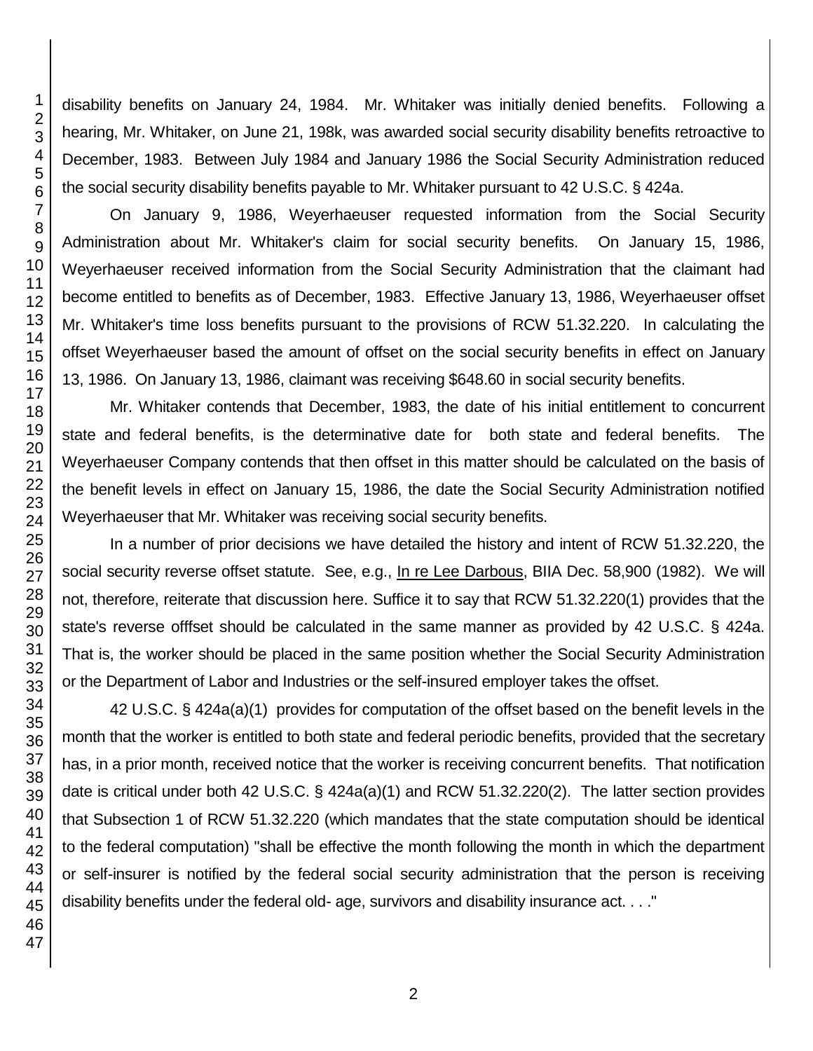disability benefits on January 24, 1984. Mr. Whitaker was initially denied benefits. Following a hearing, Mr. Whitaker, on June 21, 198k, was awarded social security disability benefits retroactive to December, 1983. Between July 1984 and January 1986 the Social Security Administration reduced the social security disability benefits payable to Mr. Whitaker pursuant to 42 U.S.C. § 424a.

On January 9, 1986, Weyerhaeuser requested information from the Social Security Administration about Mr. Whitaker's claim for social security benefits. On January 15, 1986, Weyerhaeuser received information from the Social Security Administration that the claimant had become entitled to benefits as of December, 1983. Effective January 13, 1986, Weyerhaeuser offset Mr. Whitaker's time loss benefits pursuant to the provisions of RCW 51.32.220. In calculating the offset Weyerhaeuser based the amount of offset on the social security benefits in effect on January 13, 1986. On January 13, 1986, claimant was receiving $648.60 in social security benefits.

Mr. Whitaker contends that December, 1983, the date of his initial entitlement to concurrent state and federal benefits, is the determinative date for both state and federal benefits. The Weyerhaeuser Company contends that then offset in this matter should be calculated on the basis of the benefit levels in effect on January 15, 1986, the date the Social Security Administration notified Weyerhaeuser that Mr. Whitaker was receiving social security benefits.

In a number of prior decisions we have detailed the history and intent of RCW 51.32.220, the social security reverse offset statute. See, e.g., In re Lee Darbous, BIIA Dec. 58,900 (1982). We will not, therefore, reiterate that discussion here. Suffice it to say that RCW 51.32.220(1) provides that the state's reverse offfset should be calculated in the same manner as provided by 42 U.S.C. § 424a. That is, the worker should be placed in the same position whether the Social Security Administration or the Department of Labor and Industries or the self-insured employer takes the offset.

42 U.S.C. § 424a(a)(1) provides for computation of the offset based on the benefit levels in the month that the worker is entitled to both state and federal periodic benefits, provided that the secretary has, in a prior month, received notice that the worker is receiving concurrent benefits. That notification date is critical under both 42 U.S.C. § 424a(a)(1) and RCW 51.32.220(2). The latter section provides that Subsection 1 of RCW 51.32.220 (which mandates that the state computation should be identical to the federal computation) "shall be effective the month following the month in which the department or self-insurer is notified by the federal social security administration that the person is receiving disability benefits under the federal old- age, survivors and disability insurance act. . . ."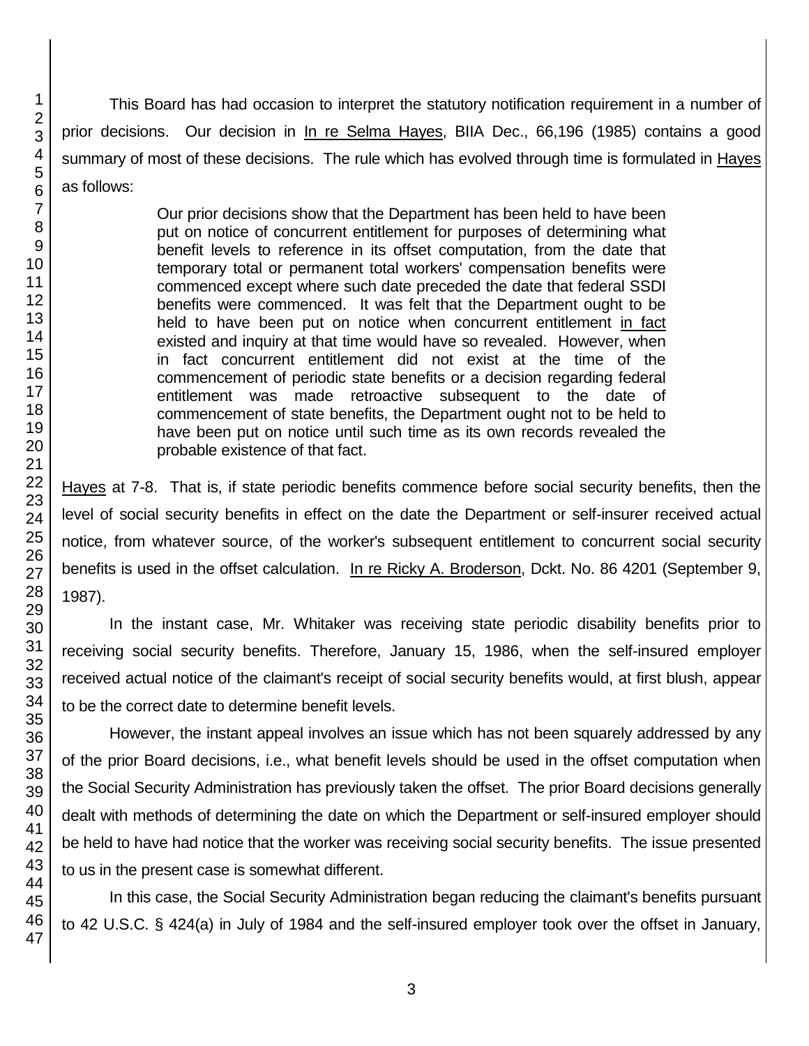This Board has had occasion to interpret the statutory notification requirement in a number of prior decisions. Our decision in <u>In re Selma Hayes</u>, BIIA Dec., 66,196 (1985) contains a good summary of most of these decisions. The rule which has evolved through time is formulated in <u>Hayes</u> as follows:

> Our prior decisions show that the Department has been held to have been put on notice of concurrent entitlement for purposes of determining what benefit levels to reference in its offset computation, from the date that temporary total or permanent total workers' compensation benefits were commenced except where such date preceded the date that federal SSDI benefits were commenced. It was felt that the Department ought to be held to have been put on notice when concurrent entitlement <u>in fact</u> existed and inquiry at that time would have so revealed. However, when in fact concurrent entitlement did not exist at the time of the commencement of periodic state benefits or a decision regarding federal entitlement was made retroactive subsequent to the date of commencement of state benefits, the Department ought not to be held to have been put on notice until such time as its own records revealed the probable existence of that fact.

<u>Hayes</u> at 7-8. That is, if state periodic benefits commence before social security benefits, then the level of social security benefits in effect on the date the Department or self-insurer received actual notice, from whatever source, of the worker's subsequent entitlement to concurrent social security benefits is used in the offset calculation. <u>In re Ricky A. Broderson</u>, Dckt. No. 86 4201 (September 9, 1987).

In the instant case, Mr. Whitaker was receiving state periodic disability benefits prior to receiving social security benefits. Therefore, January 15, 1986, when the self-insured employer received actual notice of the claimant's receipt of social security benefits would, at first blush, appear to be the correct date to determine benefit levels.

However, the instant appeal involves an issue which has not been squarely addressed by any of the prior Board decisions, i.e., what benefit levels should be used in the offset computation when the Social Security Administration has previously taken the offset. The prior Board decisions generally dealt with methods of determining the date on which the Department or self-insured employer should be held to have had notice that the worker was receiving social security benefits. The issue presented to us in the present case is somewhat different.

In this case, the Social Security Administration began reducing the claimant's benefits pursuant to 42 U.S.C. § 424(a) in July of 1984 and the self-insured employer took over the offset in January,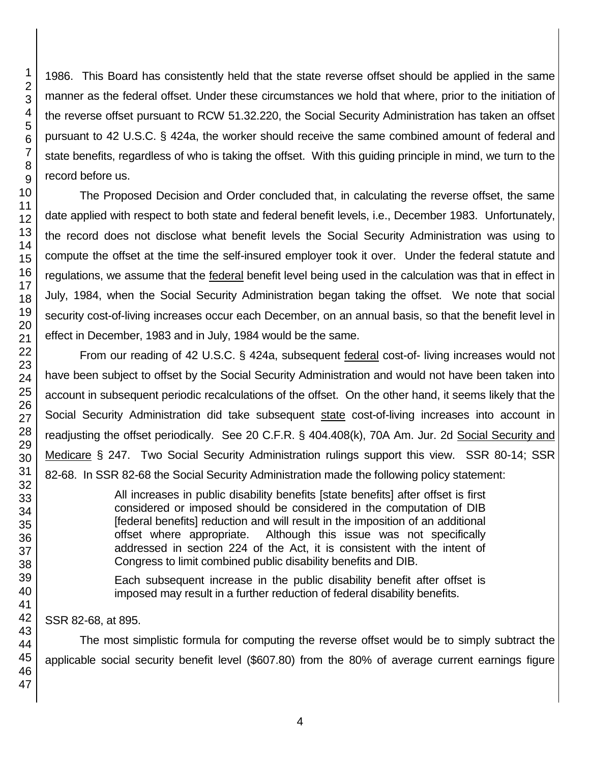1986. This Board has consistently held that the state reverse offset should be applied in the same manner as the federal offset. Under these circumstances we hold that where, prior to the initiation of the reverse offset pursuant to RCW 51.32.220, the Social Security Administration has taken an offset pursuant to 42 U.S.C. § 424a, the worker should receive the same combined amount of federal and state benefits, regardless of who is taking the offset. With this guiding principle in mind, we turn to the record before us.

The Proposed Decision and Order concluded that, in calculating the reverse offset, the same date applied with respect to both state and federal benefit levels, i.e., December 1983. Unfortunately, the record does not disclose what benefit levels the Social Security Administration was using to compute the offset at the time the self-insured employer took it over. Under the federal statute and regulations, we assume that the federal benefit level being used in the calculation was that in effect in July, 1984, when the Social Security Administration began taking the offset. We note that social security cost-of-living increases occur each December, on an annual basis, so that the benefit level in effect in December, 1983 and in July, 1984 would be the same.

From our reading of 42 U.S.C. § 424a, subsequent federal cost-of- living increases would not have been subject to offset by the Social Security Administration and would not have been taken into account in subsequent periodic recalculations of the offset. On the other hand, it seems likely that the Social Security Administration did take subsequent state cost-of-living increases into account in readjusting the offset periodically. See 20 C.F.R. § 404.408(k), 70A Am. Jur. 2d Social Security and Medicare § 247. Two Social Security Administration rulings support this view. SSR 80-14; SSR 82-68. In SSR 82-68 the Social Security Administration made the following policy statement:

> All increases in public disability benefits [state benefits] after offset is first considered or imposed should be considered in the computation of DIB [federal benefits] reduction and will result in the imposition of an additional offset where appropriate. Although this issue was not specifically addressed in section 224 of the Act, it is consistent with the intent of Congress to limit combined public disability benefits and DIB.
>
> Each subsequent increase in the public disability benefit after offset is imposed may result in a further reduction of federal disability benefits.

SSR 82-68, at 895.

The most simplistic formula for computing the reverse offset would be to simply subtract the applicable social security benefit level ($607.80) from the 80% of average current earnings figure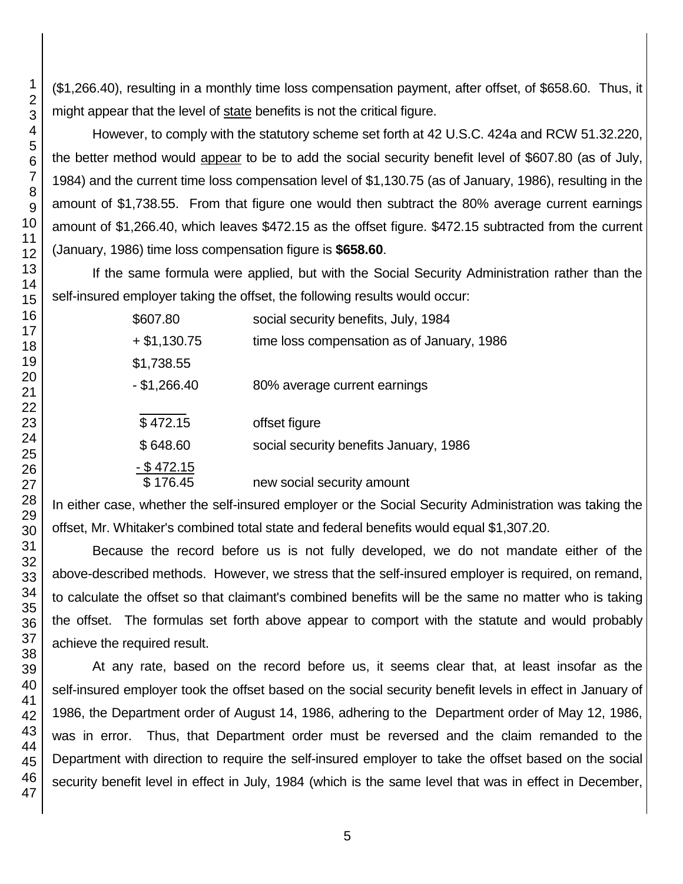($1,266.40), resulting in a monthly time loss compensation payment, after offset, of $658.60. Thus, it might appear that the level of state benefits is not the critical figure.

However, to comply with the statutory scheme set forth at 42 U.S.C. 424a and RCW 51.32.220, the better method would appear to be to add the social security benefit level of $607.80 (as of July, 1984) and the current time loss compensation level of $1,130.75 (as of January, 1986), resulting in the amount of $1,738.55. From that figure one would then subtract the 80% average current earnings amount of $1,266.40, which leaves $472.15 as the offset figure. $472.15 subtracted from the current (January, 1986) time loss compensation figure is **$658.60**.

If the same formula were applied, but with the Social Security Administration rather than the self-insured employer taking the offset, the following results would occur:

| | |
|---|---|
| $607.80 | social security benefits, July, 1984 |
| + $1,130.75 | time loss compensation as of January, 1986 |
| $1,738.55 | |
| - $1,266.40 | 80% average current earnings |
| $ 472.15 | offset figure |
| $ 648.60 | social security benefits January, 1986 |
| - $ 472.15 | |
| $ 176.45 | new social security amount |

In either case, whether the self-insured employer or the Social Security Administration was taking the offset, Mr. Whitaker's combined total state and federal benefits would equal $1,307.20.

Because the record before us is not fully developed, we do not mandate either of the above-described methods. However, we stress that the self-insured employer is required, on remand, to calculate the offset so that claimant's combined benefits will be the same no matter who is taking the offset. The formulas set forth above appear to comport with the statute and would probably achieve the required result.

At any rate, based on the record before us, it seems clear that, at least insofar as the self-insured employer took the offset based on the social security benefit levels in effect in January of 1986, the Department order of August 14, 1986, adhering to the Department order of May 12, 1986, was in error. Thus, that Department order must be reversed and the claim remanded to the Department with direction to require the self-insured employer to take the offset based on the social security benefit level in effect in July, 1984 (which is the same level that was in effect in December,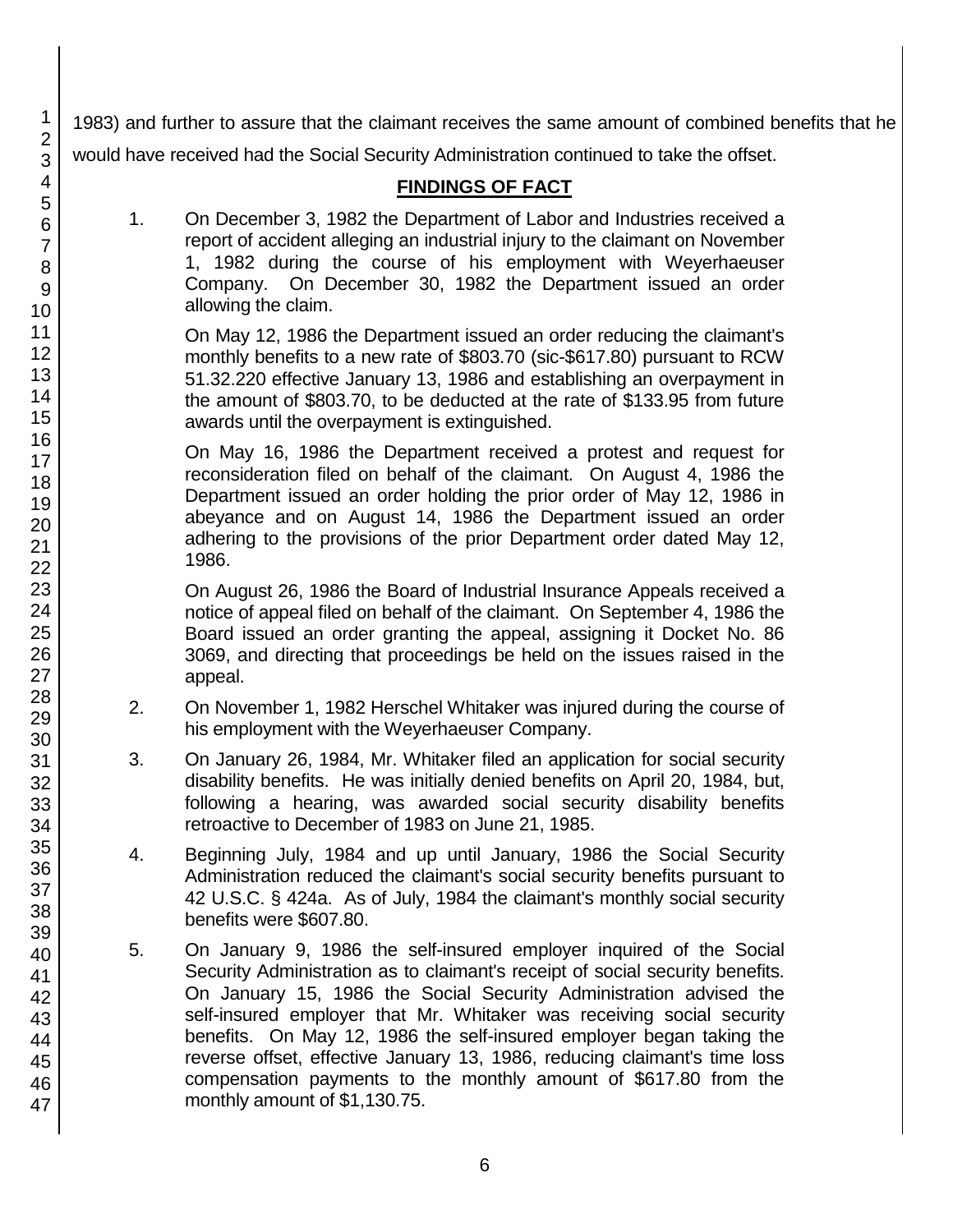1983) and further to assure that the claimant receives the same amount of combined benefits that he would have received had the Social Security Administration continued to take the offset.

## FINDINGS OF FACT

1. On December 3, 1982 the Department of Labor and Industries received a report of accident alleging an industrial injury to the claimant on November 1, 1982 during the course of his employment with Weyerhaeuser Company. On December 30, 1982 the Department issued an order allowing the claim.

   On May 12, 1986 the Department issued an order reducing the claimant's monthly benefits to a new rate of $803.70 (sic-$617.80) pursuant to RCW 51.32.220 effective January 13, 1986 and establishing an overpayment in the amount of $803.70, to be deducted at the rate of $133.95 from future awards until the overpayment is extinguished.

   On May 16, 1986 the Department received a protest and request for reconsideration filed on behalf of the claimant. On August 4, 1986 the Department issued an order holding the prior order of May 12, 1986 in abeyance and on August 14, 1986 the Department issued an order adhering to the provisions of the prior Department order dated May 12, 1986.

   On August 26, 1986 the Board of Industrial Insurance Appeals received a notice of appeal filed on behalf of the claimant. On September 4, 1986 the Board issued an order granting the appeal, assigning it Docket No. 86 3069, and directing that proceedings be held on the issues raised in the appeal.

2. On November 1, 1982 Herschel Whitaker was injured during the course of his employment with the Weyerhaeuser Company.

3. On January 26, 1984, Mr. Whitaker filed an application for social security disability benefits. He was initially denied benefits on April 20, 1984, but, following a hearing, was awarded social security disability benefits retroactive to December of 1983 on June 21, 1985.

4. Beginning July, 1984 and up until January, 1986 the Social Security Administration reduced the claimant's social security benefits pursuant to 42 U.S.C. § 424a. As of July, 1984 the claimant's monthly social security benefits were $607.80.

5. On January 9, 1986 the self-insured employer inquired of the Social Security Administration as to claimant's receipt of social security benefits. On January 15, 1986 the Social Security Administration advised the self-insured employer that Mr. Whitaker was receiving social security benefits. On May 12, 1986 the self-insured employer began taking the reverse offset, effective January 13, 1986, reducing claimant's time loss compensation payments to the monthly amount of $617.80 from the monthly amount of $1,130.75.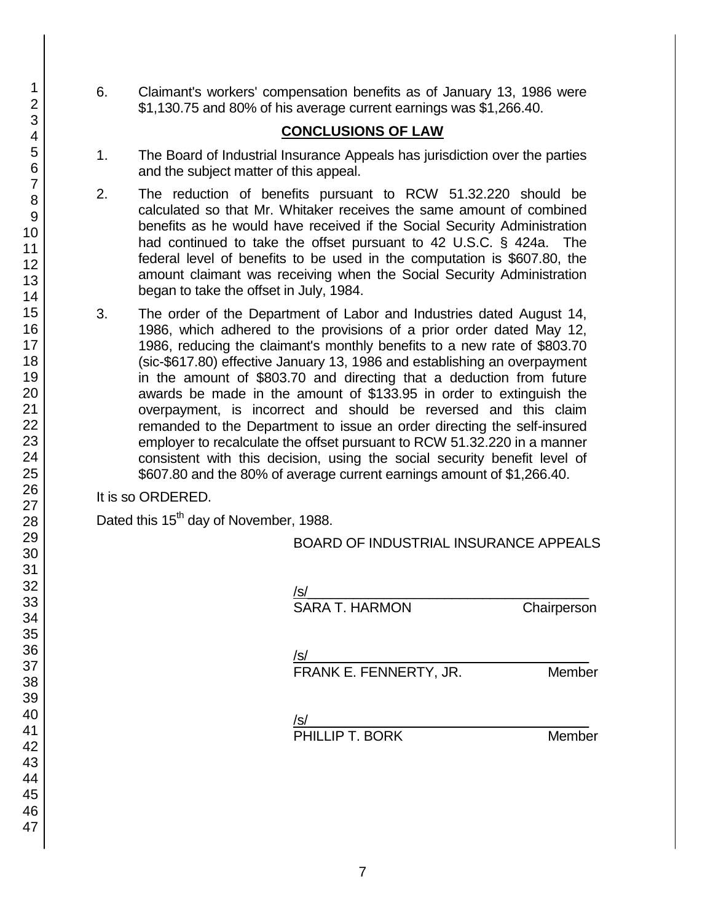6. Claimant's workers' compensation benefits as of January 13, 1986 were $1,130.75 and 80% of his average current earnings was $1,266.40.

## CONCLUSIONS OF LAW

1. The Board of Industrial Insurance Appeals has jurisdiction over the parties and the subject matter of this appeal.

2. The reduction of benefits pursuant to RCW 51.32.220 should be calculated so that Mr. Whitaker receives the same amount of combined benefits as he would have received if the Social Security Administration had continued to take the offset pursuant to 42 U.S.C. § 424a. The federal level of benefits to be used in the computation is $607.80, the amount claimant was receiving when the Social Security Administration began to take the offset in July, 1984.

3. The order of the Department of Labor and Industries dated August 14, 1986, which adhered to the provisions of a prior order dated May 12, 1986, reducing the claimant's monthly benefits to a new rate of $803.70 (sic-$617.80) effective January 13, 1986 and establishing an overpayment in the amount of $803.70 and directing that a deduction from future awards be made in the amount of $133.95 in order to extinguish the overpayment, is incorrect and should be reversed and this claim remanded to the Department to issue an order directing the self-insured employer to recalculate the offset pursuant to RCW 51.32.220 in a manner consistent with this decision, using the social security benefit level of $607.80 and the 80% of average current earnings amount of $1,266.40.

It is so ORDERED.

Dated this 15th day of November, 1988.

BOARD OF INDUSTRIAL INSURANCE APPEALS

/s/
SARA T. HARMON — Chairperson

/s/
FRANK E. FENNERTY, JR. — Member

/s/
PHILLIP T. BORK — Member